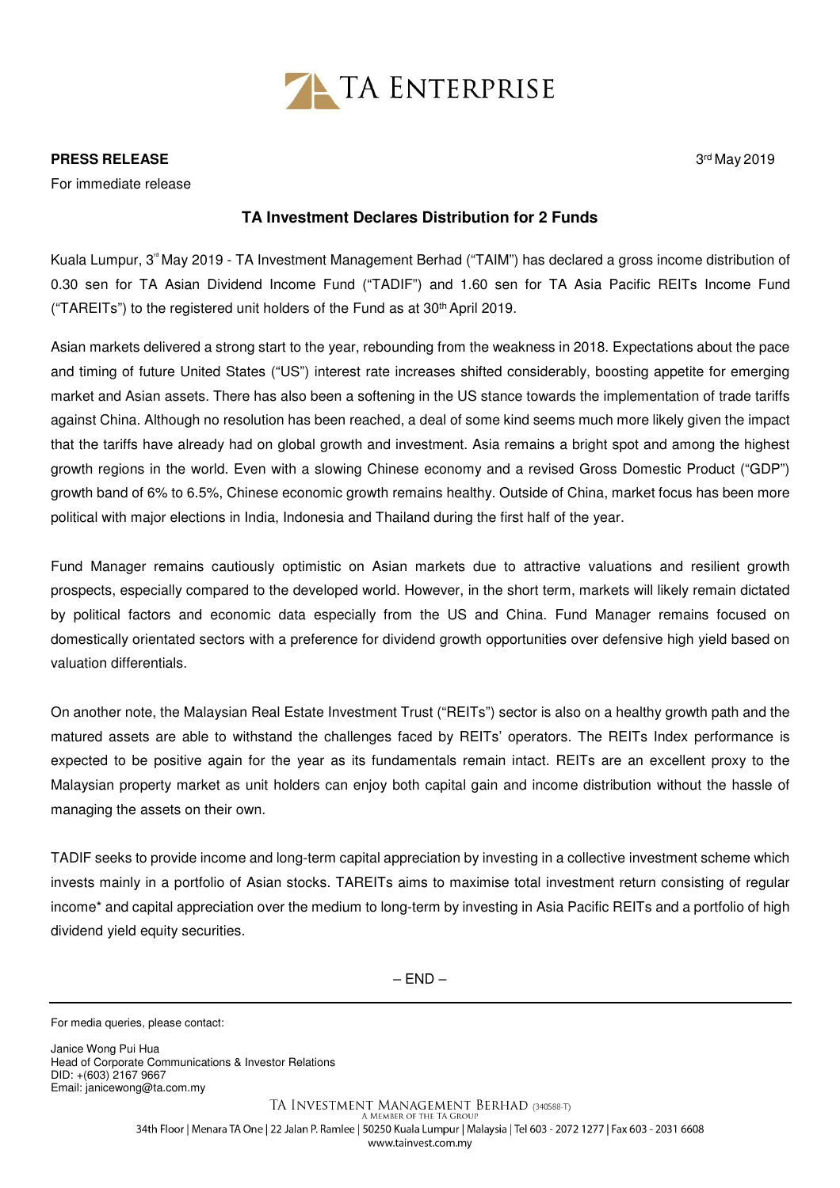TA ENTERPRISE

**PRESS RELEASE**

For immediate release

3rd May 2019

### TA Investment Declares Distribution for 2 Funds

Kuala Lumpur, 3rd May 2019 - TA Investment Management Berhad ("TAIM") has declared a gross income distribution of 0.30 sen for TA Asian Dividend Income Fund ("TADIF") and 1.60 sen for TA Asia Pacific REITs Income Fund ("TAREITs") to the registered unit holders of the Fund as at 30th April 2019.

Asian markets delivered a strong start to the year, rebounding from the weakness in 2018. Expectations about the pace and timing of future United States ("US") interest rate increases shifted considerably, boosting appetite for emerging market and Asian assets. There has also been a softening in the US stance towards the implementation of trade tariffs against China. Although no resolution has been reached, a deal of some kind seems much more likely given the impact that the tariffs have already had on global growth and investment. Asia remains a bright spot and among the highest growth regions in the world. Even with a slowing Chinese economy and a revised Gross Domestic Product ("GDP") growth band of 6% to 6.5%, Chinese economic growth remains healthy. Outside of China, market focus has been more political with major elections in India, Indonesia and Thailand during the first half of the year.

Fund Manager remains cautiously optimistic on Asian markets due to attractive valuations and resilient growth prospects, especially compared to the developed world. However, in the short term, markets will likely remain dictated by political factors and economic data especially from the US and China. Fund Manager remains focused on domestically orientated sectors with a preference for dividend growth opportunities over defensive high yield based on valuation differentials.

On another note, the Malaysian Real Estate Investment Trust ("REITs") sector is also on a healthy growth path and the matured assets are able to withstand the challenges faced by REITs' operators. The REITs Index performance is expected to be positive again for the year as its fundamentals remain intact. REITs are an excellent proxy to the Malaysian property market as unit holders can enjoy both capital gain and income distribution without the hassle of managing the assets on their own.

TADIF seeks to provide income and long-term capital appreciation by investing in a collective investment scheme which invests mainly in a portfolio of Asian stocks. TAREITs aims to maximise total investment return consisting of regular income* and capital appreciation over the medium to long-term by investing in Asia Pacific REITs and a portfolio of high dividend yield equity securities.

– END –

---

For media queries, please contact:

Janice Wong Pui Hua
Head of Corporate Communications & Investor Relations
DID: +(603) 2167 9667
Email: janicewong@ta.com.my

TA INVESTMENT MANAGEMENT BERHAD (340588-T)
A MEMBER OF THE TA GROUP
34th Floor | Menara TA One | 22 Jalan P. Ramlee | 50250 Kuala Lumpur | Malaysia | Tel 603 - 2072 1277 | Fax 603 - 2031 6608
www.tainvest.com.my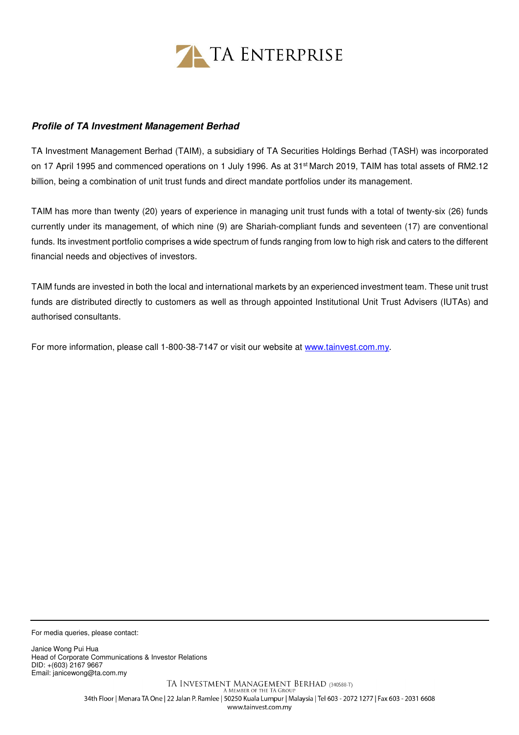### *Profile of TA Investment Management Berhad*

TA Investment Management Berhad (TAIM), a subsidiary of TA Securities Holdings Berhad (TASH) was incorporated on 17 April 1995 and commenced operations on 1 July 1996. As at 31st March 2019, TAIM has total assets of RM2.12 billion, being a combination of unit trust funds and direct mandate portfolios under its management.

TAIM has more than twenty (20) years of experience in managing unit trust funds with a total of twenty-six (26) funds currently under its management, of which nine (9) are Shariah-compliant funds and seventeen (17) are conventional funds. Its investment portfolio comprises a wide spectrum of funds ranging from low to high risk and caters to the different financial needs and objectives of investors.

TAIM funds are invested in both the local and international markets by an experienced investment team. These unit trust funds are distributed directly to customers as well as through appointed Institutional Unit Trust Advisers (IUTAs) and authorised consultants.

For more information, please call 1-800-38-7147 or visit our website at www.tainvest.com.my.

---

For media queries, please contact:

Janice Wong Pui Hua
Head of Corporate Communications & Investor Relations
DID: +(603) 2167 9667
Email: janicewong@ta.com.my

TA INVESTMENT MANAGEMENT BERHAD (340588-T)
A MEMBER OF THE TA GROUP
34th Floor | Menara TA One | 22 Jalan P. Ramlee | 50250 Kuala Lumpur | Malaysia | Tel 603 - 2072 1277 | Fax 603 - 2031 6608
www.tainvest.com.my